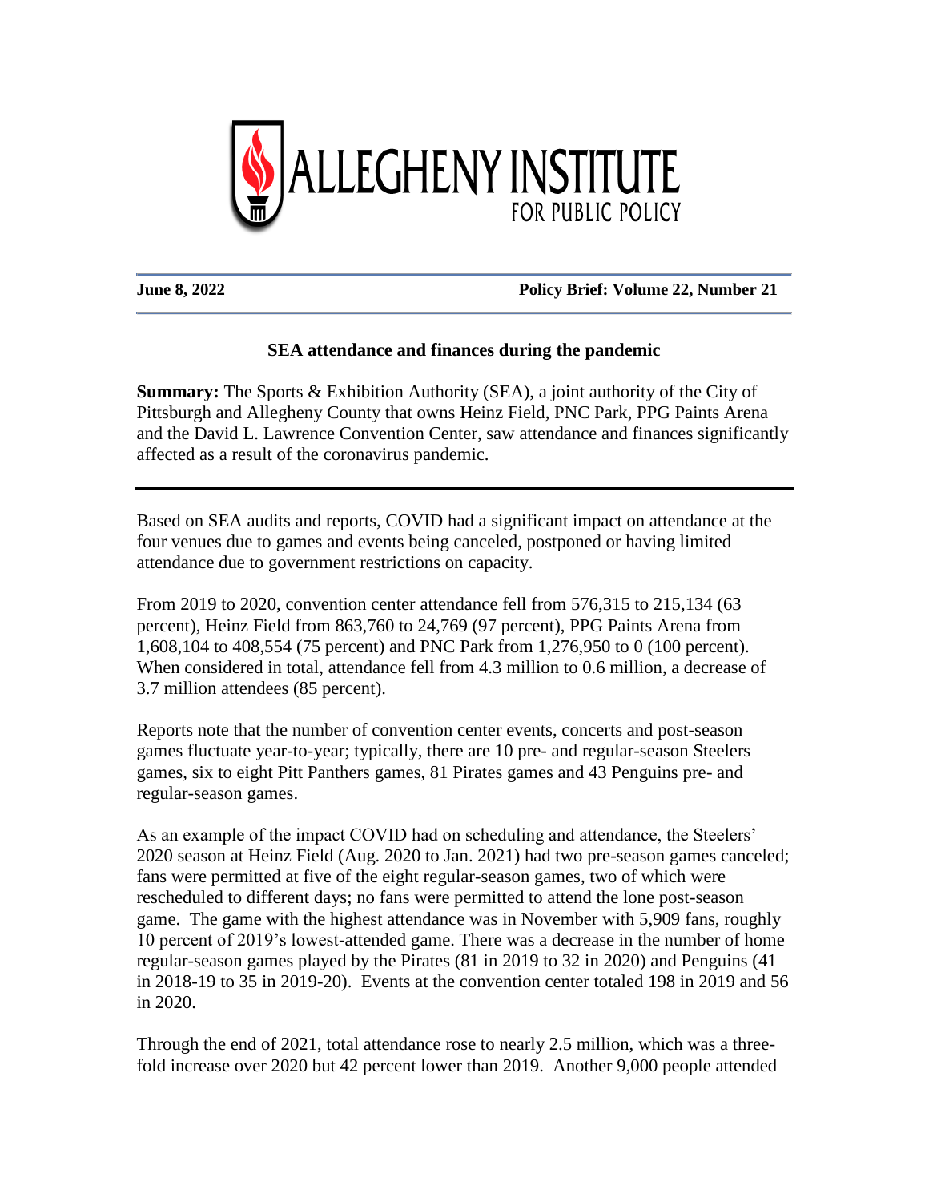**ALLEGHENY INSTITUTE**
FOR PUBLIC POLICY

**June 8, 2022** **Policy Brief: Volume 22, Number 21**

## SEA attendance and finances during the pandemic

**Summary:** The Sports & Exhibition Authority (SEA), a joint authority of the City of Pittsburgh and Allegheny County that owns Heinz Field, PNC Park, PPG Paints Arena and the David L. Lawrence Convention Center, saw attendance and finances significantly affected as a result of the coronavirus pandemic.

---

Based on SEA audits and reports, COVID had a significant impact on attendance at the four venues due to games and events being canceled, postponed or having limited attendance due to government restrictions on capacity.

From 2019 to 2020, convention center attendance fell from 576,315 to 215,134 (63 percent), Heinz Field from 863,760 to 24,769 (97 percent), PPG Paints Arena from 1,608,104 to 408,554 (75 percent) and PNC Park from 1,276,950 to 0 (100 percent). When considered in total, attendance fell from 4.3 million to 0.6 million, a decrease of 3.7 million attendees (85 percent).

Reports note that the number of convention center events, concerts and post-season games fluctuate year-to-year; typically, there are 10 pre- and regular-season Steelers games, six to eight Pitt Panthers games, 81 Pirates games and 43 Penguins pre- and regular-season games.

As an example of the impact COVID had on scheduling and attendance, the Steelers' 2020 season at Heinz Field (Aug. 2020 to Jan. 2021) had two pre-season games canceled; fans were permitted at five of the eight regular-season games, two of which were rescheduled to different days; no fans were permitted to attend the lone post-season game. The game with the highest attendance was in November with 5,909 fans, roughly 10 percent of 2019's lowest-attended game. There was a decrease in the number of home regular-season games played by the Pirates (81 in 2019 to 32 in 2020) and Penguins (41 in 2018-19 to 35 in 2019-20). Events at the convention center totaled 198 in 2019 and 56 in 2020.

Through the end of 2021, total attendance rose to nearly 2.5 million, which was a three-fold increase over 2020 but 42 percent lower than 2019. Another 9,000 people attended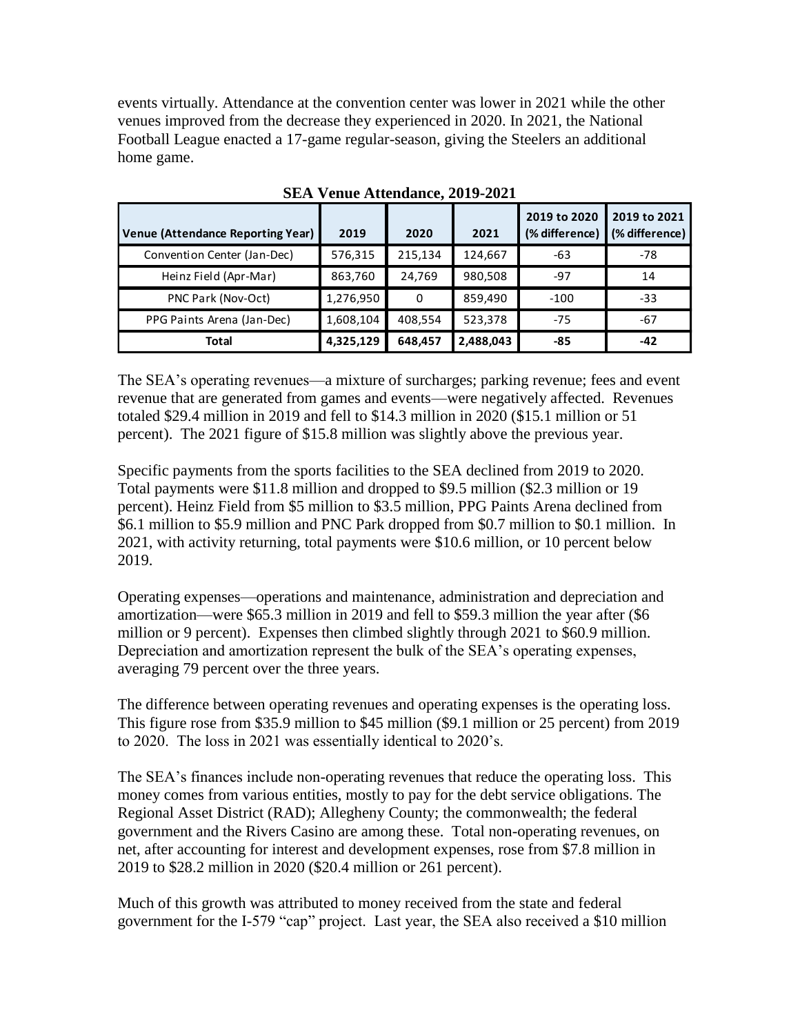events virtually. Attendance at the convention center was lower in 2021 while the other venues improved from the decrease they experienced in 2020. In 2021, the National Football League enacted a 17-game regular-season, giving the Steelers an additional home game.

**SEA Venue Attendance, 2019-2021**

| Venue (Attendance Reporting Year) | 2019 | 2020 | 2021 | 2019 to 2020 (% difference) | 2019 to 2021 (% difference) |
|---|---|---|---|---|---|
| Convention Center (Jan-Dec) | 576,315 | 215,134 | 124,667 | -63 | -78 |
| Heinz Field (Apr-Mar) | 863,760 | 24,769 | 980,508 | -97 | 14 |
| PNC Park (Nov-Oct) | 1,276,950 | 0 | 859,490 | -100 | -33 |
| PPG Paints Arena (Jan-Dec) | 1,608,104 | 408,554 | 523,378 | -75 | -67 |
| **Total** | **4,325,129** | **648,457** | **2,488,043** | **-85** | **-42** |

The SEA's operating revenues—a mixture of surcharges; parking revenue; fees and event revenue that are generated from games and events—were negatively affected. Revenues totaled $29.4 million in 2019 and fell to $14.3 million in 2020 ($15.1 million or 51 percent). The 2021 figure of $15.8 million was slightly above the previous year.

Specific payments from the sports facilities to the SEA declined from 2019 to 2020. Total payments were $11.8 million and dropped to $9.5 million ($2.3 million or 19 percent). Heinz Field from $5 million to $3.5 million, PPG Paints Arena declined from $6.1 million to $5.9 million and PNC Park dropped from $0.7 million to $0.1 million. In 2021, with activity returning, total payments were $10.6 million, or 10 percent below 2019.

Operating expenses—operations and maintenance, administration and depreciation and amortization—were $65.3 million in 2019 and fell to $59.3 million the year after ($6 million or 9 percent). Expenses then climbed slightly through 2021 to $60.9 million. Depreciation and amortization represent the bulk of the SEA's operating expenses, averaging 79 percent over the three years.

The difference between operating revenues and operating expenses is the operating loss. This figure rose from $35.9 million to $45 million ($9.1 million or 25 percent) from 2019 to 2020. The loss in 2021 was essentially identical to 2020's.

The SEA's finances include non-operating revenues that reduce the operating loss. This money comes from various entities, mostly to pay for the debt service obligations. The Regional Asset District (RAD); Allegheny County; the commonwealth; the federal government and the Rivers Casino are among these. Total non-operating revenues, on net, after accounting for interest and development expenses, rose from $7.8 million in 2019 to $28.2 million in 2020 ($20.4 million or 261 percent).

Much of this growth was attributed to money received from the state and federal government for the I-579 "cap" project. Last year, the SEA also received a $10 million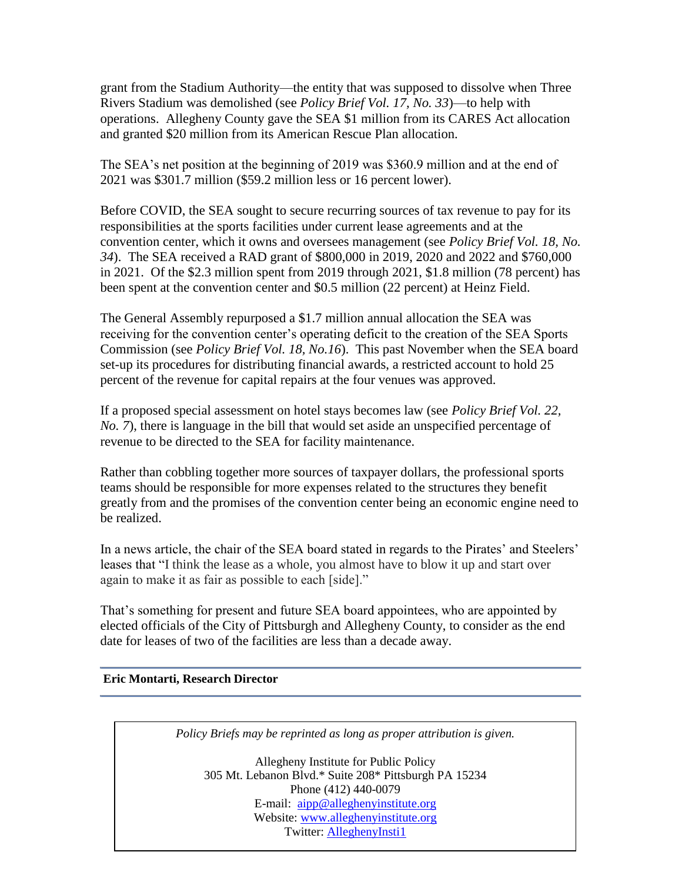grant from the Stadium Authority—the entity that was supposed to dissolve when Three Rivers Stadium was demolished (see *Policy Brief Vol. 17, No. 33*)—to help with operations. Allegheny County gave the SEA $1 million from its CARES Act allocation and granted $20 million from its American Rescue Plan allocation.

The SEA's net position at the beginning of 2019 was $360.9 million and at the end of 2021 was $301.7 million ($59.2 million less or 16 percent lower).

Before COVID, the SEA sought to secure recurring sources of tax revenue to pay for its responsibilities at the sports facilities under current lease agreements and at the convention center, which it owns and oversees management (see *Policy Brief Vol. 18, No. 34*). The SEA received a RAD grant of $800,000 in 2019, 2020 and 2022 and $760,000 in 2021. Of the $2.3 million spent from 2019 through 2021, $1.8 million (78 percent) has been spent at the convention center and $0.5 million (22 percent) at Heinz Field.

The General Assembly repurposed a $1.7 million annual allocation the SEA was receiving for the convention center's operating deficit to the creation of the SEA Sports Commission (see *Policy Brief Vol. 18, No.16*). This past November when the SEA board set-up its procedures for distributing financial awards, a restricted account to hold 25 percent of the revenue for capital repairs at the four venues was approved.

If a proposed special assessment on hotel stays becomes law (see *Policy Brief Vol. 22, No. 7*), there is language in the bill that would set aside an unspecified percentage of revenue to be directed to the SEA for facility maintenance.

Rather than cobbling together more sources of taxpayer dollars, the professional sports teams should be responsible for more expenses related to the structures they benefit greatly from and the promises of the convention center being an economic engine need to be realized.

In a news article, the chair of the SEA board stated in regards to the Pirates' and Steelers' leases that "I think the lease as a whole, you almost have to blow it up and start over again to make it as fair as possible to each [side]."

That's something for present and future SEA board appointees, who are appointed by elected officials of the City of Pittsburgh and Allegheny County, to consider as the end date for leases of two of the facilities are less than a decade away.

---

**Eric Montarti, Research Director**

---

*Policy Briefs may be reprinted as long as proper attribution is given.*

Allegheny Institute for Public Policy
305 Mt. Lebanon Blvd.* Suite 208* Pittsburgh PA 15234
Phone (412) 440-0079
E-mail: aipp@alleghenyinstitute.org
Website: www.alleghenyinstitute.org
Twitter: AlleghenyInsti1